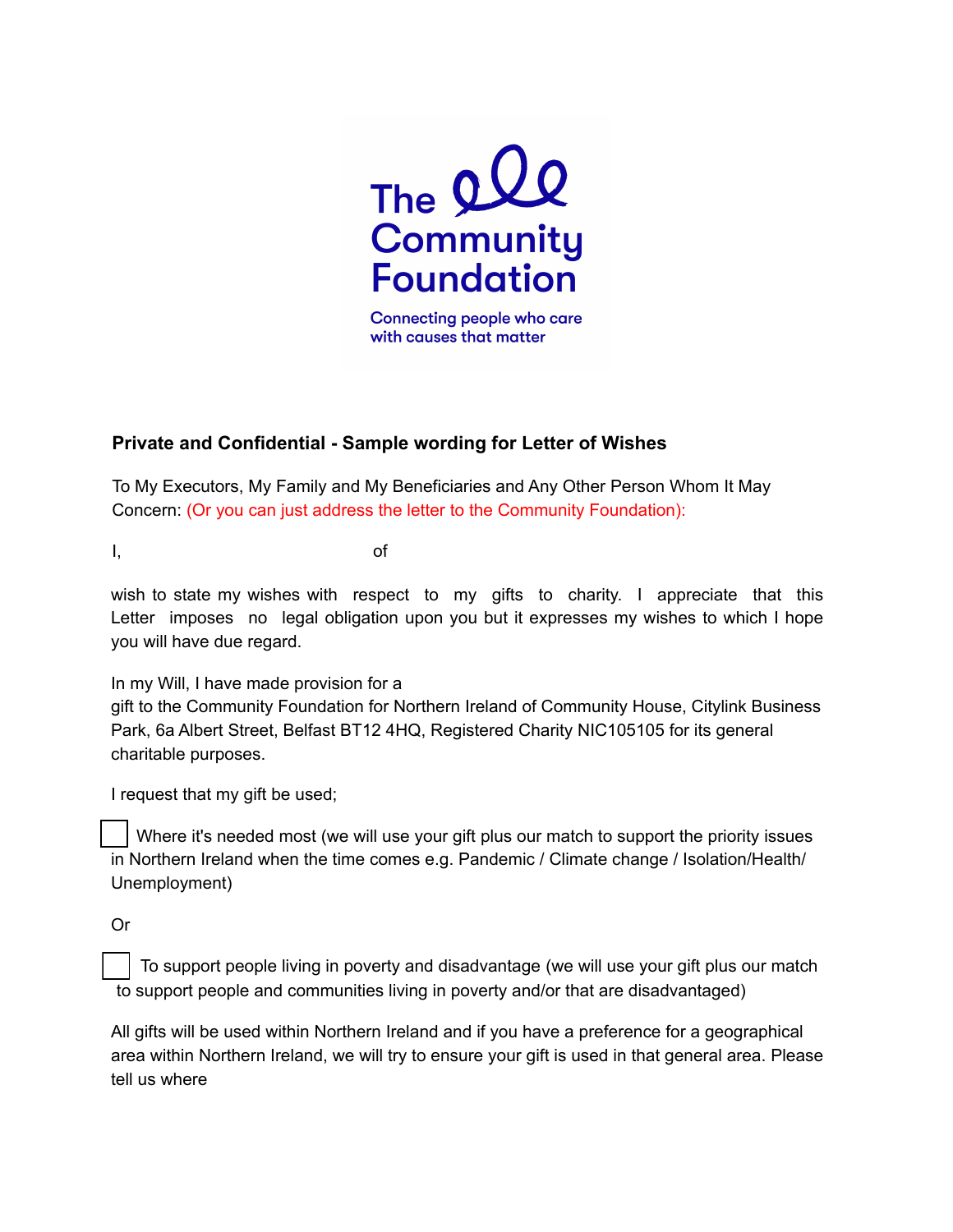The Community Foundation

Connecting people who care with causes that matter

**Private and Confidential - Sample wording for Letter of Wishes**

To My Executors, My Family and My Beneficiaries and Any Other Person Whom It May Concern: (Or you can just address the letter to the Community Foundation):

I, of

wish to state my wishes with respect to my gifts to charity. I appreciate that this Letter imposes no legal obligation upon you but it expresses my wishes to which I hope you will have due regard.

In my Will, I have made provision for a gift to the Community Foundation for Northern Ireland of Community House, Citylink Business Park, 6a Albert Street, Belfast BT12 4HQ, Registered Charity NIC105105 for its general charitable purposes.

I request that my gift be used;

☐ Where it's needed most (we will use your gift plus our match to support the priority issues in Northern Ireland when the time comes e.g. Pandemic / Climate change / Isolation/Health/ Unemployment)

Or

☐ To support people living in poverty and disadvantage (we will use your gift plus our match to support people and communities living in poverty and/or that are disadvantaged)

All gifts will be used within Northern Ireland and if you have a preference for a geographical area within Northern Ireland, we will try to ensure your gift is used in that general area. Please tell us where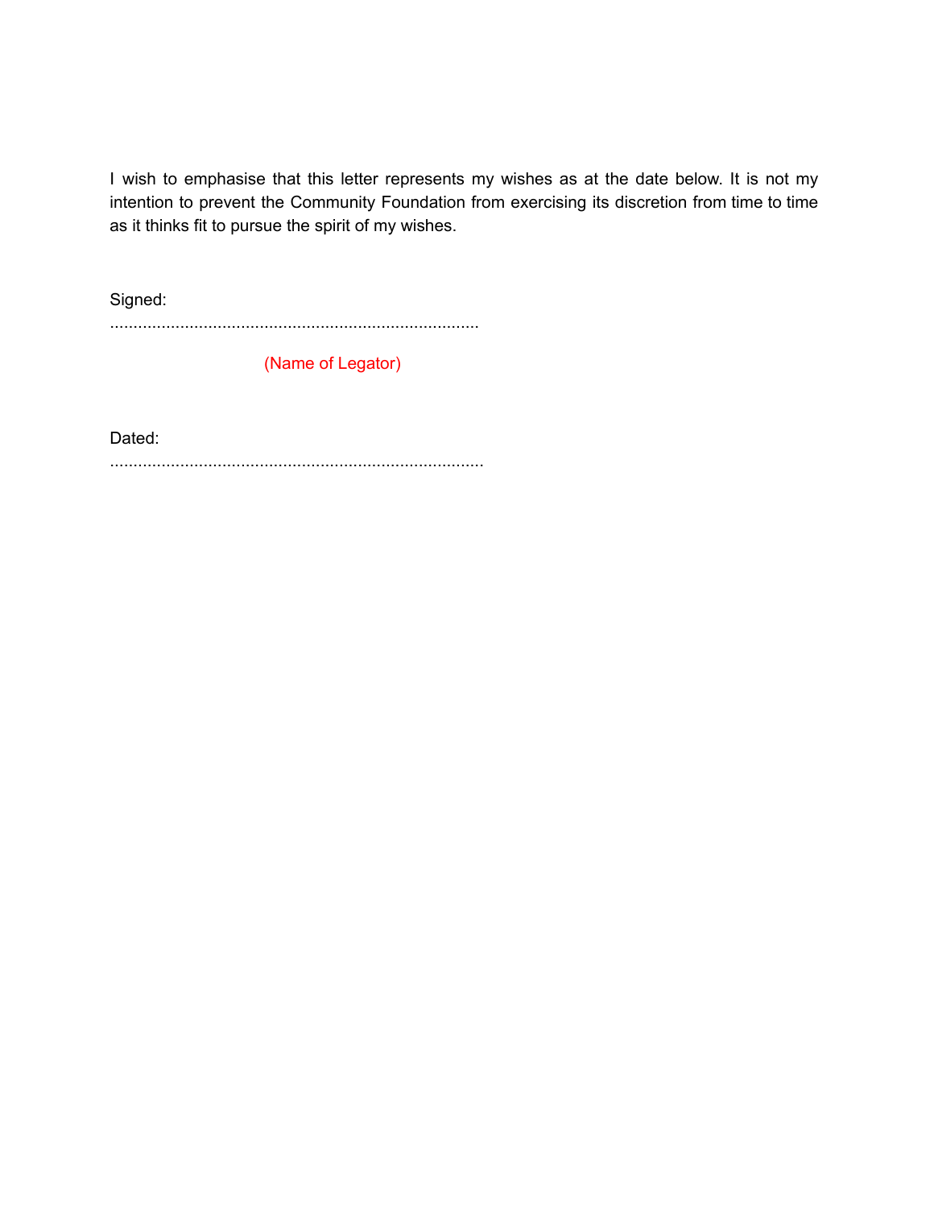I wish to emphasise that this letter represents my wishes as at the date below. It is not my intention to prevent the Community Foundation from exercising its discretion from time to time as it thinks fit to pursue the spirit of my wishes.

Signed:

................................................................................

(Name of Legator)

Dated:

................................................................................